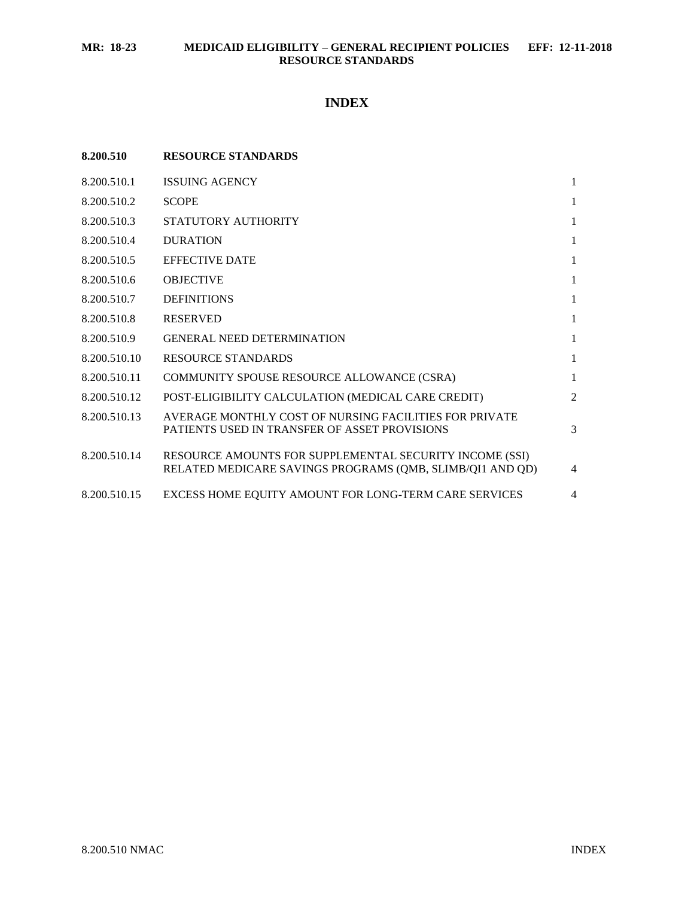# INDEX

| 8.200.510 | RESOURCE STANDARDS | |
|---|---|---|
| 8.200.510.1 | ISSUING AGENCY | 1 |
| 8.200.510.2 | SCOPE | 1 |
| 8.200.510.3 | STATUTORY AUTHORITY | 1 |
| 8.200.510.4 | DURATION | 1 |
| 8.200.510.5 | EFFECTIVE DATE | 1 |
| 8.200.510.6 | OBJECTIVE | 1 |
| 8.200.510.7 | DEFINITIONS | 1 |
| 8.200.510.8 | RESERVED | 1 |
| 8.200.510.9 | GENERAL NEED DETERMINATION | 1 |
| 8.200.510.10 | RESOURCE STANDARDS | 1 |
| 8.200.510.11 | COMMUNITY SPOUSE RESOURCE ALLOWANCE (CSRA) | 1 |
| 8.200.510.12 | POST-ELIGIBILITY CALCULATION (MEDICAL CARE CREDIT) | 2 |
| 8.200.510.13 | AVERAGE MONTHLY COST OF NURSING FACILITIES FOR PRIVATE PATIENTS USED IN TRANSFER OF ASSET PROVISIONS | 3 |
| 8.200.510.14 | RESOURCE AMOUNTS FOR SUPPLEMENTAL SECURITY INCOME (SSI) RELATED MEDICARE SAVINGS PROGRAMS (QMB, SLIMB/QI1 AND QD) | 4 |
| 8.200.510.15 | EXCESS HOME EQUITY AMOUNT FOR LONG-TERM CARE SERVICES | 4 |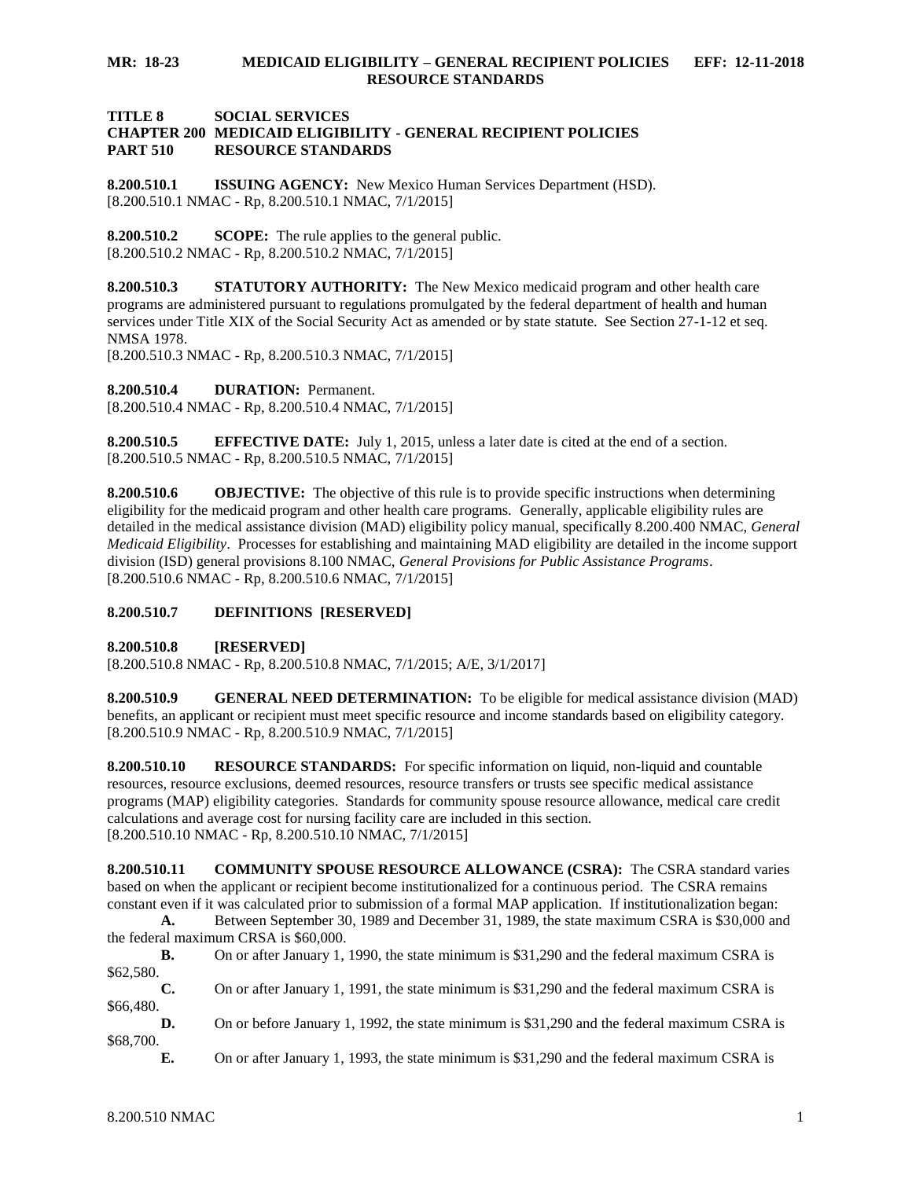**TITLE 8 SOCIAL SERVICES**
**CHAPTER 200 MEDICAID ELIGIBILITY - GENERAL RECIPIENT POLICIES**
**PART 510 RESOURCE STANDARDS**

**8.200.510.1 ISSUING AGENCY:** New Mexico Human Services Department (HSD).
[8.200.510.1 NMAC - Rp, 8.200.510.1 NMAC, 7/1/2015]

**8.200.510.2 SCOPE:** The rule applies to the general public.
[8.200.510.2 NMAC - Rp, 8.200.510.2 NMAC, 7/1/2015]

**8.200.510.3 STATUTORY AUTHORITY:** The New Mexico medicaid program and other health care programs are administered pursuant to regulations promulgated by the federal department of health and human services under Title XIX of the Social Security Act as amended or by state statute. See Section 27-1-12 et seq. NMSA 1978.
[8.200.510.3 NMAC - Rp, 8.200.510.3 NMAC, 7/1/2015]

**8.200.510.4 DURATION:** Permanent.
[8.200.510.4 NMAC - Rp, 8.200.510.4 NMAC, 7/1/2015]

**8.200.510.5 EFFECTIVE DATE:** July 1, 2015, unless a later date is cited at the end of a section.
[8.200.510.5 NMAC - Rp, 8.200.510.5 NMAC, 7/1/2015]

**8.200.510.6 OBJECTIVE:** The objective of this rule is to provide specific instructions when determining eligibility for the medicaid program and other health care programs. Generally, applicable eligibility rules are detailed in the medical assistance division (MAD) eligibility policy manual, specifically 8.200.400 NMAC, *General Medicaid Eligibility*. Processes for establishing and maintaining MAD eligibility are detailed in the income support division (ISD) general provisions 8.100 NMAC, *General Provisions for Public Assistance Programs*.
[8.200.510.6 NMAC - Rp, 8.200.510.6 NMAC, 7/1/2015]

**8.200.510.7 DEFINITIONS [RESERVED]**

**8.200.510.8 [RESERVED]**
[8.200.510.8 NMAC - Rp, 8.200.510.8 NMAC, 7/1/2015; A/E, 3/1/2017]

**8.200.510.9 GENERAL NEED DETERMINATION:** To be eligible for medical assistance division (MAD) benefits, an applicant or recipient must meet specific resource and income standards based on eligibility category.
[8.200.510.9 NMAC - Rp, 8.200.510.9 NMAC, 7/1/2015]

**8.200.510.10 RESOURCE STANDARDS:** For specific information on liquid, non-liquid and countable resources, resource exclusions, deemed resources, resource transfers or trusts see specific medical assistance programs (MAP) eligibility categories. Standards for community spouse resource allowance, medical care credit calculations and average cost for nursing facility care are included in this section.
[8.200.510.10 NMAC - Rp, 8.200.510.10 NMAC, 7/1/2015]

**8.200.510.11 COMMUNITY SPOUSE RESOURCE ALLOWANCE (CSRA):** The CSRA standard varies based on when the applicant or recipient become institutionalized for a continuous period. The CSRA remains constant even if it was calculated prior to submission of a formal MAP application. If institutionalization began:

**A.** Between September 30, 1989 and December 31, 1989, the state maximum CSRA is $30,000 and the federal maximum CRSA is $60,000.

**B.** On or after January 1, 1990, the state minimum is $31,290 and the federal maximum CSRA is $62,580.

**C.** On or after January 1, 1991, the state minimum is $31,290 and the federal maximum CSRA is $66,480.

**D.** On or before January 1, 1992, the state minimum is $31,290 and the federal maximum CSRA is $68,700.

**E.** On or after January 1, 1993, the state minimum is $31,290 and the federal maximum CSRA is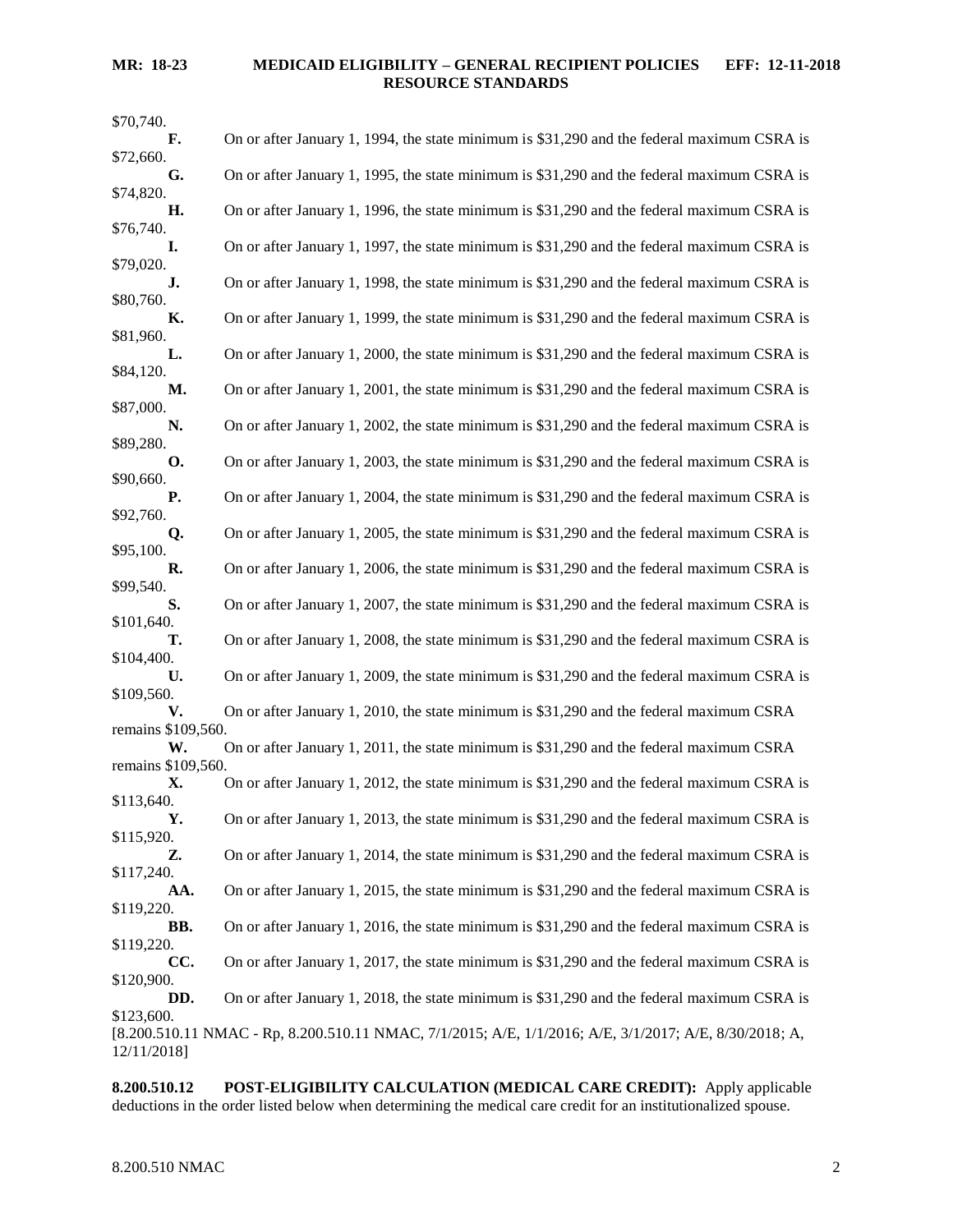$70,740.

**F.** On or after January 1, 1994, the state minimum is $31,290 and the federal maximum CSRA is $72,660.

**G.** On or after January 1, 1995, the state minimum is $31,290 and the federal maximum CSRA is $74,820.

**H.** On or after January 1, 1996, the state minimum is $31,290 and the federal maximum CSRA is $76,740.

**I.** On or after January 1, 1997, the state minimum is $31,290 and the federal maximum CSRA is $79,020.

**J.** On or after January 1, 1998, the state minimum is $31,290 and the federal maximum CSRA is $80,760.

**K.** On or after January 1, 1999, the state minimum is $31,290 and the federal maximum CSRA is $81,960.

**L.** On or after January 1, 2000, the state minimum is $31,290 and the federal maximum CSRA is $84,120.

**M.** On or after January 1, 2001, the state minimum is $31,290 and the federal maximum CSRA is $87,000.

**N.** On or after January 1, 2002, the state minimum is $31,290 and the federal maximum CSRA is $89,280.

**O.** On or after January 1, 2003, the state minimum is $31,290 and the federal maximum CSRA is $90,660.

**P.** On or after January 1, 2004, the state minimum is $31,290 and the federal maximum CSRA is $92,760.

**Q.** On or after January 1, 2005, the state minimum is $31,290 and the federal maximum CSRA is $95,100.

**R.** On or after January 1, 2006, the state minimum is $31,290 and the federal maximum CSRA is $99,540.

**S.** On or after January 1, 2007, the state minimum is $31,290 and the federal maximum CSRA is $101,640.

**T.** On or after January 1, 2008, the state minimum is $31,290 and the federal maximum CSRA is $104,400.

**U.** On or after January 1, 2009, the state minimum is $31,290 and the federal maximum CSRA is $109,560.

**V.** On or after January 1, 2010, the state minimum is $31,290 and the federal maximum CSRA remains $109,560.

**W.** On or after January 1, 2011, the state minimum is $31,290 and the federal maximum CSRA remains $109,560.

**X.** On or after January 1, 2012, the state minimum is $31,290 and the federal maximum CSRA is $113,640.

**Y.** On or after January 1, 2013, the state minimum is $31,290 and the federal maximum CSRA is $115,920.

**Z.** On or after January 1, 2014, the state minimum is $31,290 and the federal maximum CSRA is $117,240.

**AA.** On or after January 1, 2015, the state minimum is $31,290 and the federal maximum CSRA is $119,220.

**BB.** On or after January 1, 2016, the state minimum is $31,290 and the federal maximum CSRA is $119,220.

**CC.** On or after January 1, 2017, the state minimum is $31,290 and the federal maximum CSRA is $120,900.

**DD.** On or after January 1, 2018, the state minimum is $31,290 and the federal maximum CSRA is $123,600.

[8.200.510.11 NMAC - Rp, 8.200.510.11 NMAC, 7/1/2015; A/E, 1/1/2016; A/E, 3/1/2017; A/E, 8/30/2018; A, 12/11/2018]

**8.200.510.12 POST-ELIGIBILITY CALCULATION (MEDICAL CARE CREDIT):** Apply applicable deductions in the order listed below when determining the medical care credit for an institutionalized spouse.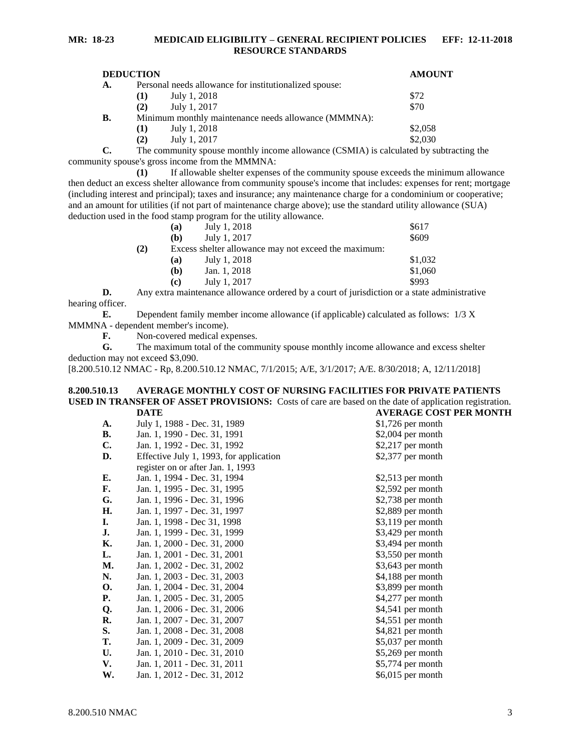| DEDUCTION | | | AMOUNT |
|---|---|---|---|
| **A.** | Personal needs allowance for institutionalized spouse: | | |
| | **(1)** | July 1, 2018 | $72 |
| | **(2)** | July 1, 2017 | $70 |
| **B.** | Minimum monthly maintenance needs allowance (MMMNA): | | |
| | **(1)** | July 1, 2018 | $2,058 |
| | **(2)** | July 1, 2017 | $2,030 |

**C.** The community spouse monthly income allowance (CSMIA) is calculated by subtracting the community spouse's gross income from the MMMNA:

**(1)** If allowable shelter expenses of the community spouse exceeds the minimum allowance then deduct an excess shelter allowance from community spouse's income that includes: expenses for rent; mortgage (including interest and principal); taxes and insurance; any maintenance charge for a condominium or cooperative; and an amount for utilities (if not part of maintenance charge above); use the standard utility allowance (SUA) deduction used in the food stamp program for the utility allowance.

| | | |
|---|---|---|
| **(a)** | July 1, 2018 | $617 |
| **(b)** | July 1, 2017 | $609 |

**(2)** Excess shelter allowance may not exceed the maximum:

| | | |
|---|---|---|
| **(a)** | July 1, 2018 | $1,032 |
| **(b)** | Jan. 1, 2018 | $1,060 |
| **(c)** | July 1, 2017 | $993 |

**D.** Any extra maintenance allowance ordered by a court of jurisdiction or a state administrative hearing officer.

**E.** Dependent family member income allowance (if applicable) calculated as follows: 1/3 X MMMNA - dependent member's income).

**F.** Non-covered medical expenses.

**G.** The maximum total of the community spouse monthly income allowance and excess shelter deduction may not exceed $3,090.

[8.200.510.12 NMAC - Rp, 8.200.510.12 NMAC, 7/1/2015; A/E, 3/1/2017; A/E. 8/30/2018; A, 12/11/2018]

**8.200.510.13 AVERAGE MONTHLY COST OF NURSING FACILITIES FOR PRIVATE PATIENTS USED IN TRANSFER OF ASSET PROVISIONS:** Costs of care are based on the date of application registration.

| | DATE | AVERAGE COST PER MONTH |
|---|---|---|
| **A.** | July 1, 1988 - Dec. 31, 1989 | $1,726 per month |
| **B.** | Jan. 1, 1990 - Dec. 31, 1991 | $2,004 per month |
| **C.** | Jan. 1, 1992 - Dec. 31, 1992 | $2,217 per month |
| **D.** | Effective July 1, 1993, for application register on or after Jan. 1, 1993 | $2,377 per month |
| **E.** | Jan. 1, 1994 - Dec. 31, 1994 | $2,513 per month |
| **F.** | Jan. 1, 1995 - Dec. 31, 1995 | $2,592 per month |
| **G.** | Jan. 1, 1996 - Dec. 31, 1996 | $2,738 per month |
| **H.** | Jan. 1, 1997 - Dec. 31, 1997 | $2,889 per month |
| **I.** | Jan. 1, 1998 - Dec 31, 1998 | $3,119 per month |
| **J.** | Jan. 1, 1999 - Dec. 31, 1999 | $3,429 per month |
| **K.** | Jan. 1, 2000 - Dec. 31, 2000 | $3,494 per month |
| **L.** | Jan. 1, 2001 - Dec. 31, 2001 | $3,550 per month |
| **M.** | Jan. 1, 2002 - Dec. 31, 2002 | $3,643 per month |
| **N.** | Jan. 1, 2003 - Dec. 31, 2003 | $4,188 per month |
| **O.** | Jan. 1, 2004 - Dec. 31, 2004 | $3,899 per month |
| **P.** | Jan. 1, 2005 - Dec. 31, 2005 | $4,277 per month |
| **Q.** | Jan. 1, 2006 - Dec. 31, 2006 | $4,541 per month |
| **R.** | Jan. 1, 2007 - Dec. 31, 2007 | $4,551 per month |
| **S.** | Jan. 1, 2008 - Dec. 31, 2008 | $4,821 per month |
| **T.** | Jan. 1, 2009 - Dec. 31, 2009 | $5,037 per month |
| **U.** | Jan. 1, 2010 - Dec. 31, 2010 | $5,269 per month |
| **V.** | Jan. 1, 2011 - Dec. 31, 2011 | $5,774 per month |
| **W.** | Jan. 1, 2012 - Dec. 31, 2012 | $6,015 per month |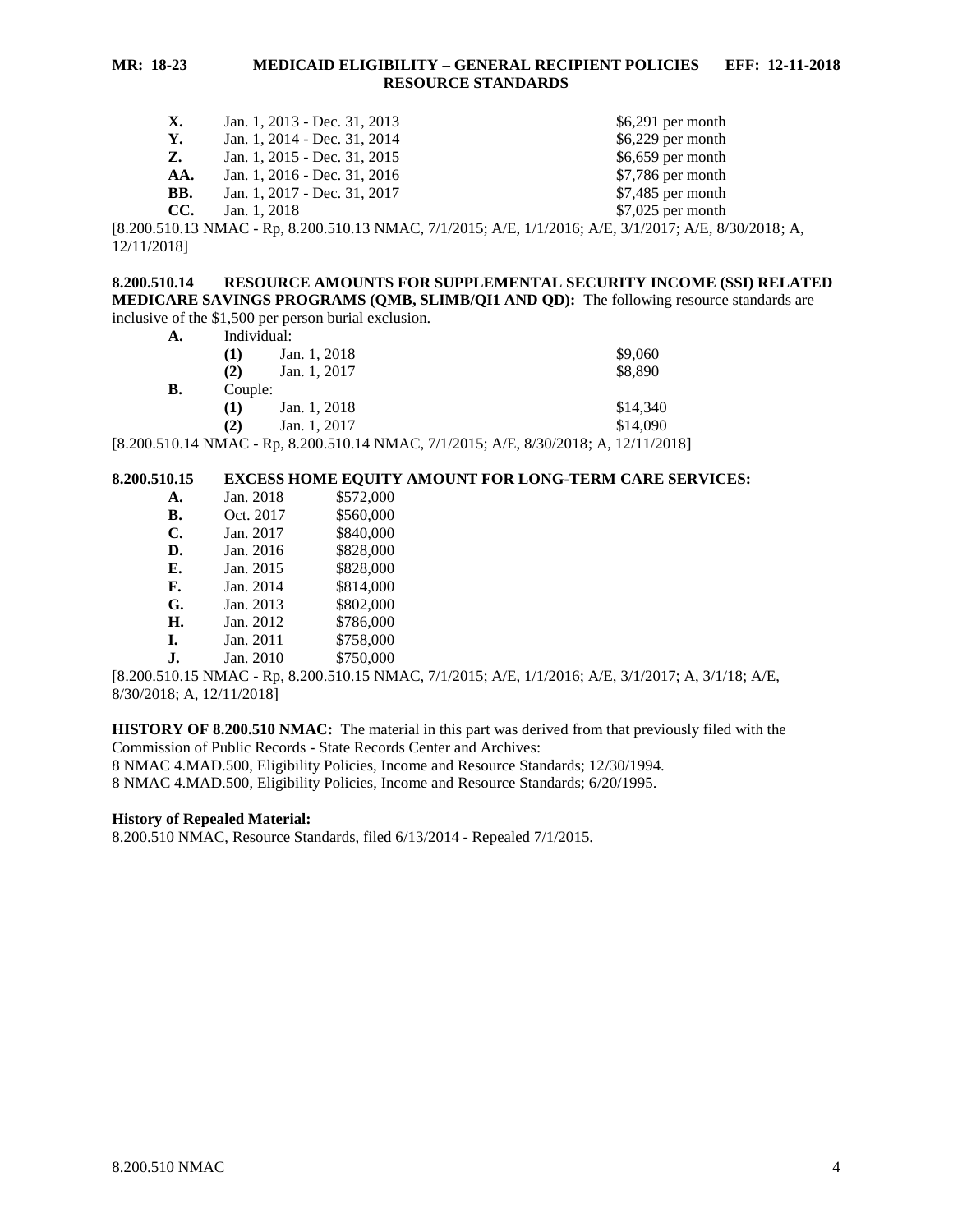**X.** Jan. 1, 2013 - Dec. 31, 2013 $6,291 per month
**Y.** Jan. 1, 2014 - Dec. 31, 2014 $6,229 per month
**Z.** Jan. 1, 2015 - Dec. 31, 2015 $6,659 per month
**AA.** Jan. 1, 2016 - Dec. 31, 2016 $7,786 per month
**BB.** Jan. 1, 2017 - Dec. 31, 2017 $7,485 per month
**CC.** Jan. 1, 2018 $7,025 per month

[8.200.510.13 NMAC - Rp, 8.200.510.13 NMAC, 7/1/2015; A/E, 1/1/2016; A/E, 3/1/2017; A/E, 8/30/2018; A, 12/11/2018]

**8.200.510.14 RESOURCE AMOUNTS FOR SUPPLEMENTAL SECURITY INCOME (SSI) RELATED MEDICARE SAVINGS PROGRAMS (QMB, SLIMB/QI1 AND QD):** The following resource standards are inclusive of the $1,500 per person burial exclusion.

**A.** Individual:
**(1)** Jan. 1, 2018 $9,060
**(2)** Jan. 1, 2017 $8,890

**B.** Couple:
**(1)** Jan. 1, 2018 $14,340
**(2)** Jan. 1, 2017 $14,090

[8.200.510.14 NMAC - Rp, 8.200.510.14 NMAC, 7/1/2015; A/E, 8/30/2018; A, 12/11/2018]

**8.200.510.15 EXCESS HOME EQUITY AMOUNT FOR LONG-TERM CARE SERVICES:**

**A.** Jan. 2018 $572,000
**B.** Oct. 2017 $560,000
**C.** Jan. 2017 $840,000
**D.** Jan. 2016 $828,000
**E.** Jan. 2015 $828,000
**F.** Jan. 2014 $814,000
**G.** Jan. 2013 $802,000
**H.** Jan. 2012 $786,000
**I.** Jan. 2011 $758,000
**J.** Jan. 2010 $750,000

[8.200.510.15 NMAC - Rp, 8.200.510.15 NMAC, 7/1/2015; A/E, 1/1/2016; A/E, 3/1/2017; A, 3/1/18; A/E, 8/30/2018; A, 12/11/2018]

**HISTORY OF 8.200.510 NMAC:** The material in this part was derived from that previously filed with the Commission of Public Records - State Records Center and Archives:
8 NMAC 4.MAD.500, Eligibility Policies, Income and Resource Standards; 12/30/1994.
8 NMAC 4.MAD.500, Eligibility Policies, Income and Resource Standards; 6/20/1995.

**History of Repealed Material:**
8.200.510 NMAC, Resource Standards, filed 6/13/2014 - Repealed 7/1/2015.